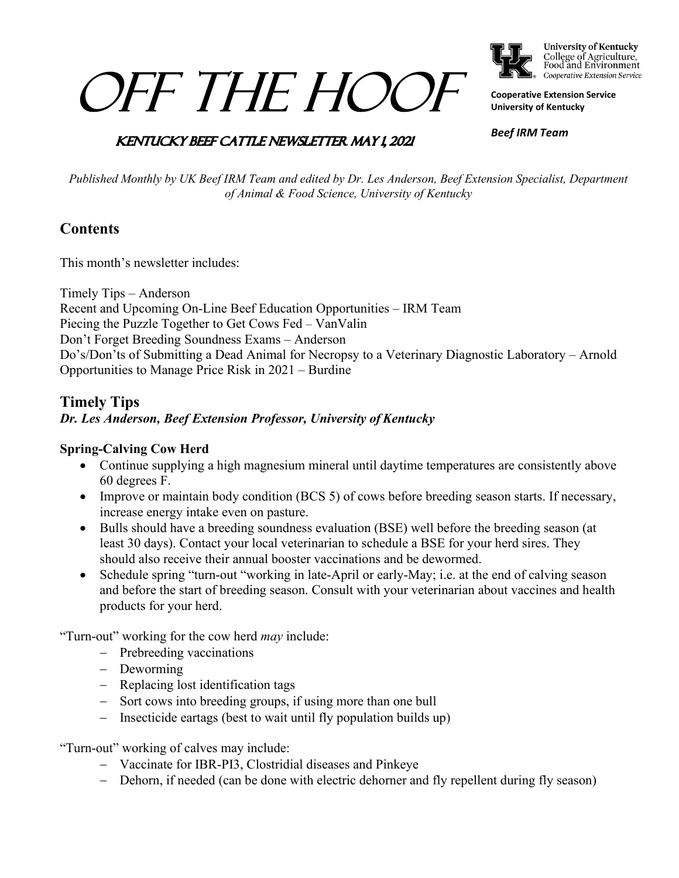# Off the Hoof

University of Kentucky
College of Agriculture, Food and Environment
Cooperative Extension Service

**Cooperative Extension Service**
**University of Kentucky**

***Beef IRM Team***

## Kentucky Beef Cattle Newsletter May 1, 2021

*Published Monthly by UK Beef IRM Team and edited by Dr. Les Anderson, Beef Extension Specialist, Department of Animal & Food Science, University of Kentucky*

## Contents

This month's newsletter includes:

Timely Tips – Anderson
Recent and Upcoming On-Line Beef Education Opportunities – IRM Team
Piecing the Puzzle Together to Get Cows Fed – VanValin
Don't Forget Breeding Soundness Exams – Anderson
Do's/Don'ts of Submitting a Dead Animal for Necropsy to a Veterinary Diagnostic Laboratory – Arnold
Opportunities to Manage Price Risk in 2021 – Burdine

## Timely Tips

***Dr. Les Anderson, Beef Extension Professor, University of Kentucky***

### Spring-Calving Cow Herd

- Continue supplying a high magnesium mineral until daytime temperatures are consistently above 60 degrees F.
- Improve or maintain body condition (BCS 5) of cows before breeding season starts. If necessary, increase energy intake even on pasture.
- Bulls should have a breeding soundness evaluation (BSE) well before the breeding season (at least 30 days). Contact your local veterinarian to schedule a BSE for your herd sires. They should also receive their annual booster vaccinations and be dewormed.
- Schedule spring "turn-out "working in late-April or early-May; i.e. at the end of calving season and before the start of breeding season. Consult with your veterinarian about vaccines and health products for your herd.

"Turn-out" working for the cow herd *may* include:

- Prebreeding vaccinations
- Deworming
- Replacing lost identification tags
- Sort cows into breeding groups, if using more than one bull
- Insecticide eartags (best to wait until fly population builds up)

"Turn-out" working of calves may include:

- Vaccinate for IBR-PI3, Clostridial diseases and Pinkeye
- Dehorn, if needed (can be done with electric dehorner and fly repellent during fly season)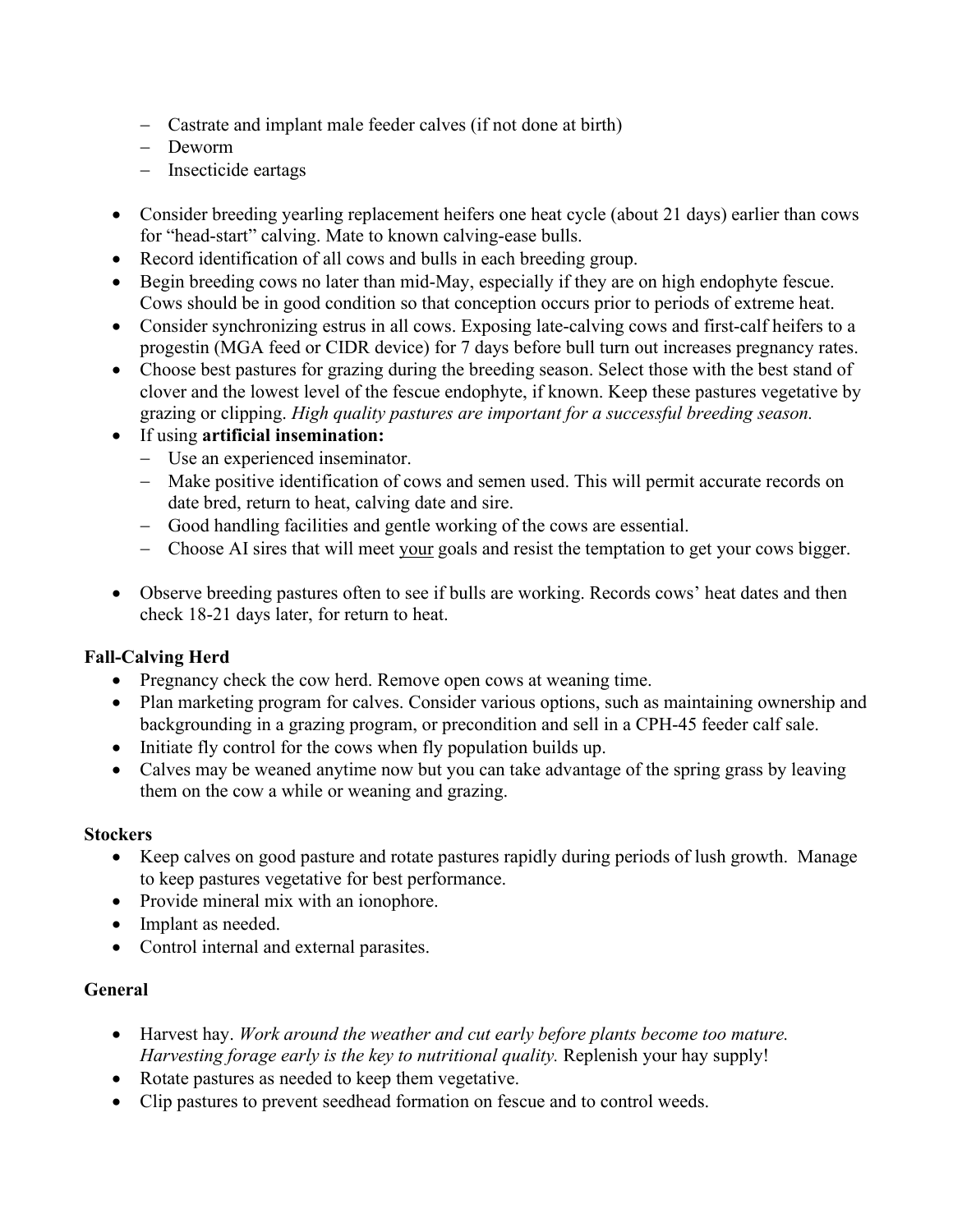- Castrate and implant male feeder calves (if not done at birth)
  - Deworm
  - Insecticide eartags

- Consider breeding yearling replacement heifers one heat cycle (about 21 days) earlier than cows for "head-start" calving. Mate to known calving-ease bulls.
- Record identification of all cows and bulls in each breeding group.
- Begin breeding cows no later than mid-May, especially if they are on high endophyte fescue. Cows should be in good condition so that conception occurs prior to periods of extreme heat.
- Consider synchronizing estrus in all cows. Exposing late-calving cows and first-calf heifers to a progestin (MGA feed or CIDR device) for 7 days before bull turn out increases pregnancy rates.
- Choose best pastures for grazing during the breeding season. Select those with the best stand of clover and the lowest level of the fescue endophyte, if known. Keep these pastures vegetative by grazing or clipping. *High quality pastures are important for a successful breeding season.*
- If using **artificial insemination:**
  - Use an experienced inseminator.
  - Make positive identification of cows and semen used. This will permit accurate records on date bred, return to heat, calving date and sire.
  - Good handling facilities and gentle working of the cows are essential.
  - Choose AI sires that will meet <u>your</u> goals and resist the temptation to get your cows bigger.

- Observe breeding pastures often to see if bulls are working. Records cows' heat dates and then check 18-21 days later, for return to heat.

**Fall-Calving Herd**

- Pregnancy check the cow herd. Remove open cows at weaning time.
- Plan marketing program for calves. Consider various options, such as maintaining ownership and backgrounding in a grazing program, or precondition and sell in a CPH-45 feeder calf sale.
- Initiate fly control for the cows when fly population builds up.
- Calves may be weaned anytime now but you can take advantage of the spring grass by leaving them on the cow a while or weaning and grazing.

**Stockers**

- Keep calves on good pasture and rotate pastures rapidly during periods of lush growth. Manage to keep pastures vegetative for best performance.
- Provide mineral mix with an ionophore.
- Implant as needed.
- Control internal and external parasites.

**General**

- Harvest hay. *Work around the weather and cut early before plants become too mature. Harvesting forage early is the key to nutritional quality.* Replenish your hay supply!
- Rotate pastures as needed to keep them vegetative.
- Clip pastures to prevent seedhead formation on fescue and to control weeds.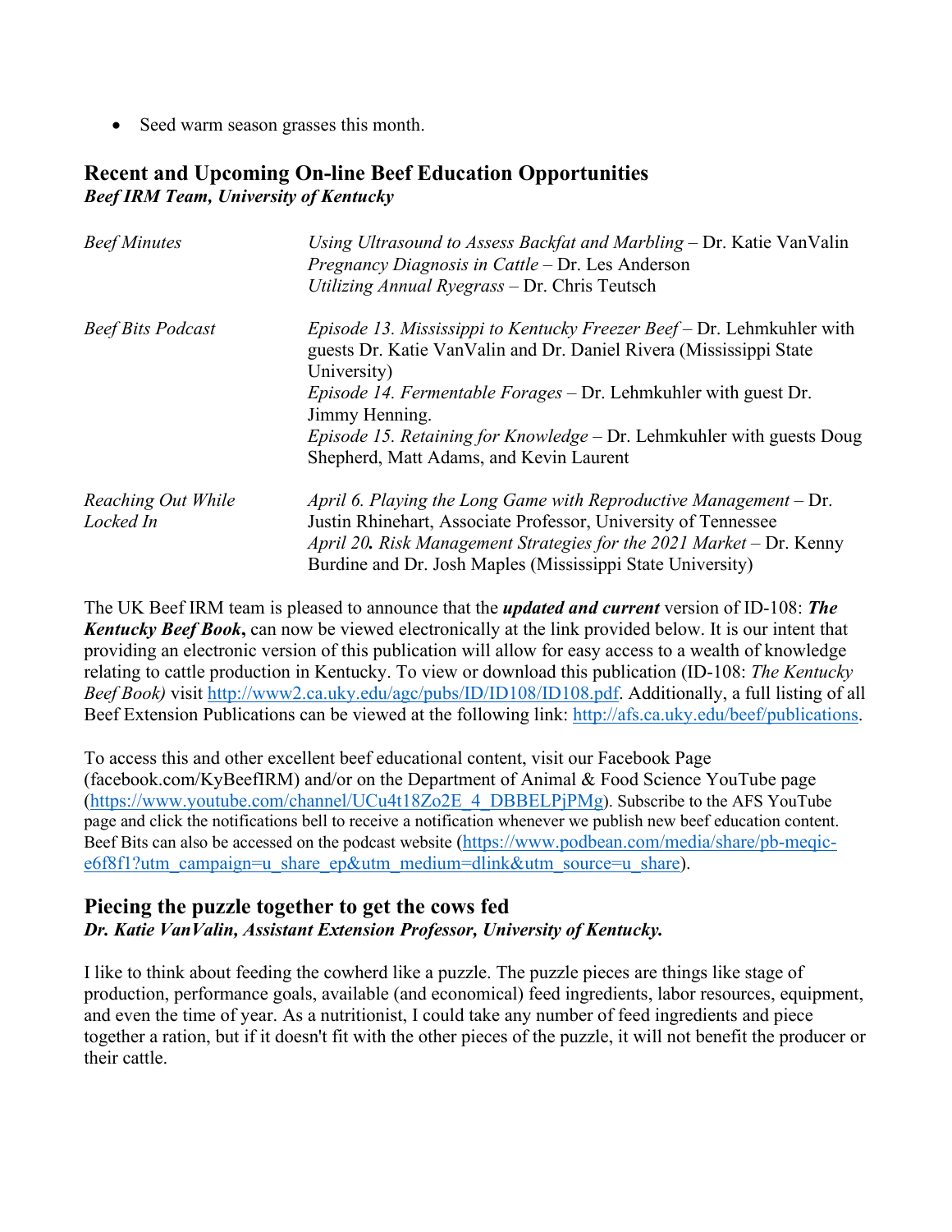- Seed warm season grasses this month.

## Recent and Upcoming On-line Beef Education Opportunities

***Beef IRM Team, University of Kentucky***

| | |
|---|---|
| *Beef Minutes* | *Using Ultrasound to Assess Backfat and Marbling* – Dr. Katie VanValin<br>*Pregnancy Diagnosis in Cattle* – Dr. Les Anderson<br>*Utilizing Annual Ryegrass* – Dr. Chris Teutsch |
| *Beef Bits Podcast* | *Episode 13. Mississippi to Kentucky Freezer Beef* – Dr. Lehmkuhler with guests Dr. Katie VanValin and Dr. Daniel Rivera (Mississippi State University)<br>*Episode 14. Fermentable Forages* – Dr. Lehmkuhler with guest Dr. Jimmy Henning.<br>*Episode 15. Retaining for Knowledge* – Dr. Lehmkuhler with guests Doug Shepherd, Matt Adams, and Kevin Laurent |
| *Reaching Out While Locked In* | *April 6. Playing the Long Game with Reproductive Management* – Dr. Justin Rhinehart, Associate Professor, University of Tennessee<br>*April 20. Risk Management Strategies for the 2021 Market* – Dr. Kenny Burdine and Dr. Josh Maples (Mississippi State University) |

The UK Beef IRM team is pleased to announce that the ***updated and current*** version of ID-108: ***The Kentucky Beef Book***, can now be viewed electronically at the link provided below. It is our intent that providing an electronic version of this publication will allow for easy access to a wealth of knowledge relating to cattle production in Kentucky. To view or download this publication (ID-108: *The Kentucky Beef Book)* visit http://www2.ca.uky.edu/agc/pubs/ID/ID108/ID108.pdf. Additionally, a full listing of all Beef Extension Publications can be viewed at the following link: http://afs.ca.uky.edu/beef/publications.

To access this and other excellent beef educational content, visit our Facebook Page (facebook.com/KyBeefIRM) and/or on the Department of Animal & Food Science YouTube page (https://www.youtube.com/channel/UCu4t18Zo2E_4_DBBELPjPMg). Subscribe to the AFS YouTube page and click the notifications bell to receive a notification whenever we publish new beef education content. Beef Bits can also be accessed on the podcast website (https://www.podbean.com/media/share/pb-meqic-e6f8f1?utm_campaign=u_share_ep&utm_medium=dlink&utm_source=u_share).

## Piecing the puzzle together to get the cows fed

***Dr. Katie VanValin, Assistant Extension Professor, University of Kentucky.***

I like to think about feeding the cowherd like a puzzle. The puzzle pieces are things like stage of production, performance goals, available (and economical) feed ingredients, labor resources, equipment, and even the time of year. As a nutritionist, I could take any number of feed ingredients and piece together a ration, but if it doesn't fit with the other pieces of the puzzle, it will not benefit the producer or their cattle.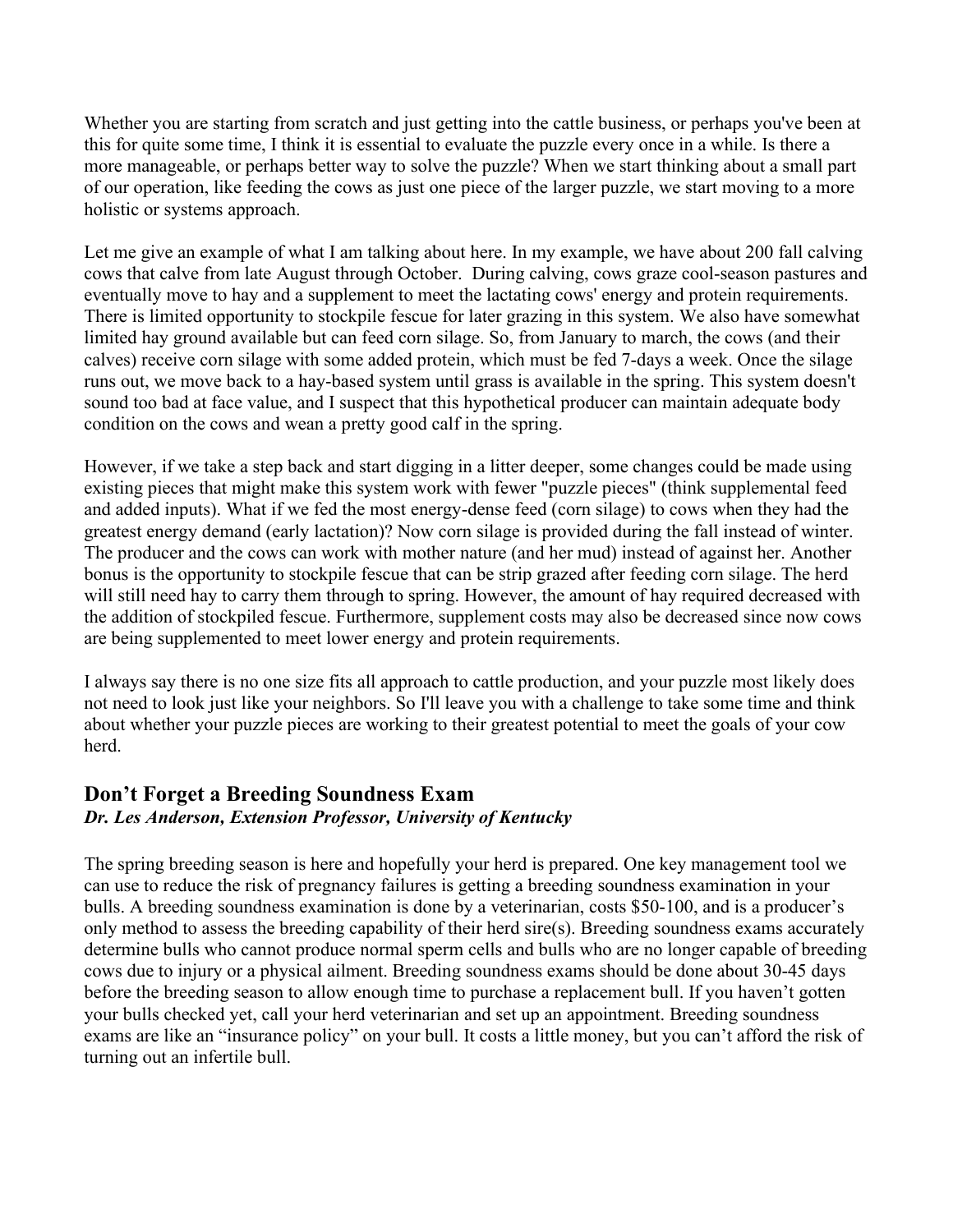Whether you are starting from scratch and just getting into the cattle business, or perhaps you've been at this for quite some time, I think it is essential to evaluate the puzzle every once in a while. Is there a more manageable, or perhaps better way to solve the puzzle? When we start thinking about a small part of our operation, like feeding the cows as just one piece of the larger puzzle, we start moving to a more holistic or systems approach.

Let me give an example of what I am talking about here. In my example, we have about 200 fall calving cows that calve from late August through October. During calving, cows graze cool-season pastures and eventually move to hay and a supplement to meet the lactating cows' energy and protein requirements. There is limited opportunity to stockpile fescue for later grazing in this system. We also have somewhat limited hay ground available but can feed corn silage. So, from January to march, the cows (and their calves) receive corn silage with some added protein, which must be fed 7-days a week. Once the silage runs out, we move back to a hay-based system until grass is available in the spring. This system doesn't sound too bad at face value, and I suspect that this hypothetical producer can maintain adequate body condition on the cows and wean a pretty good calf in the spring.

However, if we take a step back and start digging in a litter deeper, some changes could be made using existing pieces that might make this system work with fewer "puzzle pieces" (think supplemental feed and added inputs). What if we fed the most energy-dense feed (corn silage) to cows when they had the greatest energy demand (early lactation)? Now corn silage is provided during the fall instead of winter. The producer and the cows can work with mother nature (and her mud) instead of against her. Another bonus is the opportunity to stockpile fescue that can be strip grazed after feeding corn silage. The herd will still need hay to carry them through to spring. However, the amount of hay required decreased with the addition of stockpiled fescue. Furthermore, supplement costs may also be decreased since now cows are being supplemented to meet lower energy and protein requirements.

I always say there is no one size fits all approach to cattle production, and your puzzle most likely does not need to look just like your neighbors. So I'll leave you with a challenge to take some time and think about whether your puzzle pieces are working to their greatest potential to meet the goals of your cow herd.

## Don't Forget a Breeding Soundness Exam

***Dr. Les Anderson, Extension Professor, University of Kentucky***

The spring breeding season is here and hopefully your herd is prepared. One key management tool we can use to reduce the risk of pregnancy failures is getting a breeding soundness examination in your bulls. A breeding soundness examination is done by a veterinarian, costs $50-100, and is a producer's only method to assess the breeding capability of their herd sire(s). Breeding soundness exams accurately determine bulls who cannot produce normal sperm cells and bulls who are no longer capable of breeding cows due to injury or a physical ailment. Breeding soundness exams should be done about 30-45 days before the breeding season to allow enough time to purchase a replacement bull. If you haven't gotten your bulls checked yet, call your herd veterinarian and set up an appointment. Breeding soundness exams are like an "insurance policy" on your bull. It costs a little money, but you can't afford the risk of turning out an infertile bull.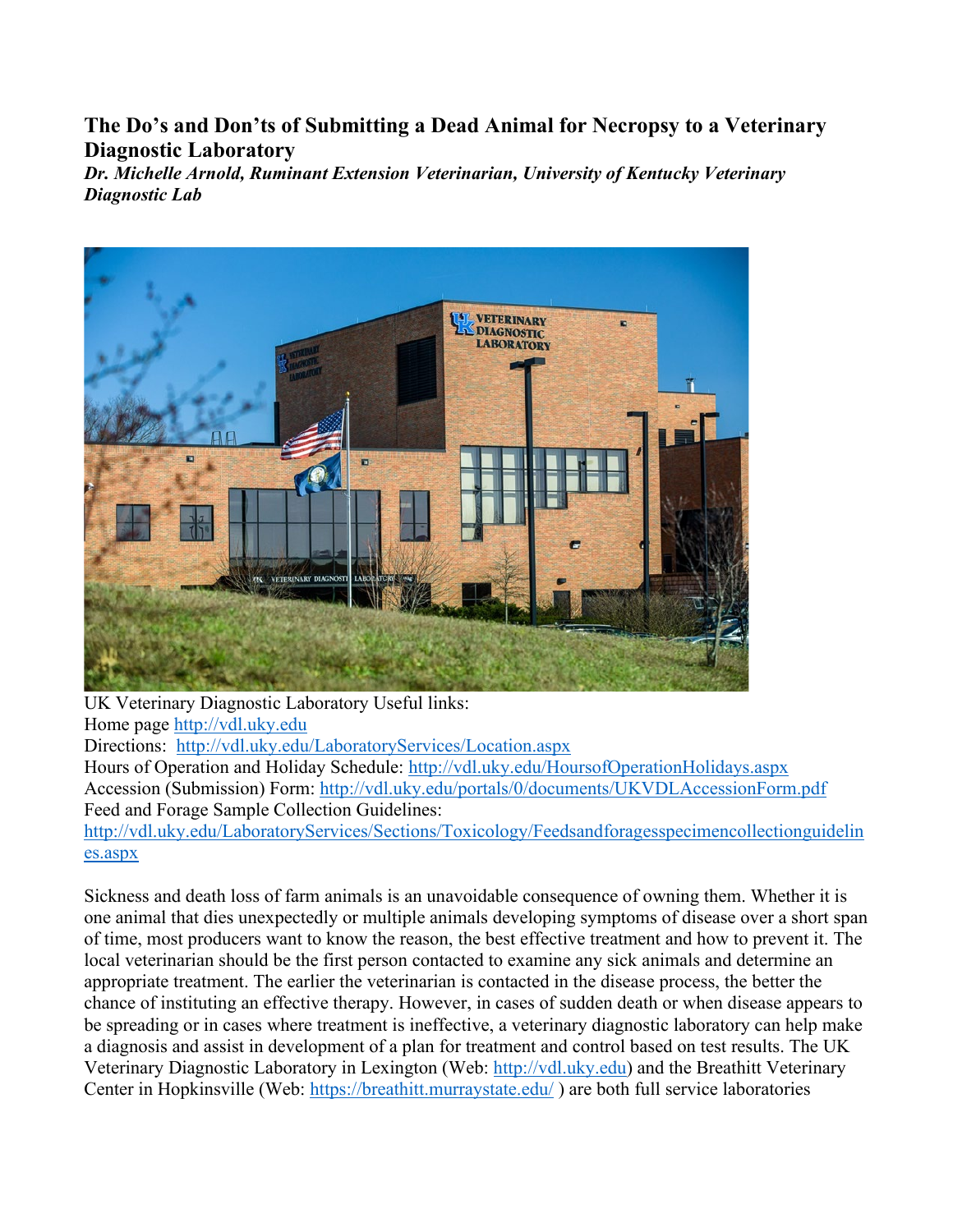## The Do's and Don'ts of Submitting a Dead Animal for Necropsy to a Veterinary Diagnostic Laboratory

***Dr. Michelle Arnold, Ruminant Extension Veterinarian, University of Kentucky Veterinary Diagnostic Lab***

UK Veterinary Diagnostic Laboratory Useful links:
Home page [http://vdl.uky.edu](http://vdl.uky.edu)
Directions: [http://vdl.uky.edu/LaboratoryServices/Location.aspx](http://vdl.uky.edu/LaboratoryServices/Location.aspx)
Hours of Operation and Holiday Schedule: [http://vdl.uky.edu/HoursofOperationHolidays.aspx](http://vdl.uky.edu/HoursofOperationHolidays.aspx)
Accession (Submission) Form: [http://vdl.uky.edu/portals/0/documents/UKVDLAccessionForm.pdf](http://vdl.uky.edu/portals/0/documents/UKVDLAccessionForm.pdf)
Feed and Forage Sample Collection Guidelines:
[http://vdl.uky.edu/LaboratoryServices/Sections/Toxicology/Feedsandforagesspecimencollectionguidelines.aspx](http://vdl.uky.edu/LaboratoryServices/Sections/Toxicology/Feedsandforagesspecimencollectionguidelines.aspx)

Sickness and death loss of farm animals is an unavoidable consequence of owning them. Whether it is one animal that dies unexpectedly or multiple animals developing symptoms of disease over a short span of time, most producers want to know the reason, the best effective treatment and how to prevent it. The local veterinarian should be the first person contacted to examine any sick animals and determine an appropriate treatment. The earlier the veterinarian is contacted in the disease process, the better the chance of instituting an effective therapy. However, in cases of sudden death or when disease appears to be spreading or in cases where treatment is ineffective, a veterinary diagnostic laboratory can help make a diagnosis and assist in development of a plan for treatment and control based on test results. The UK Veterinary Diagnostic Laboratory in Lexington (Web: [http://vdl.uky.edu](http://vdl.uky.edu)) and the Breathitt Veterinary Center in Hopkinsville (Web: [https://breathitt.murraystate.edu/](https://breathitt.murraystate.edu/) ) are both full service laboratories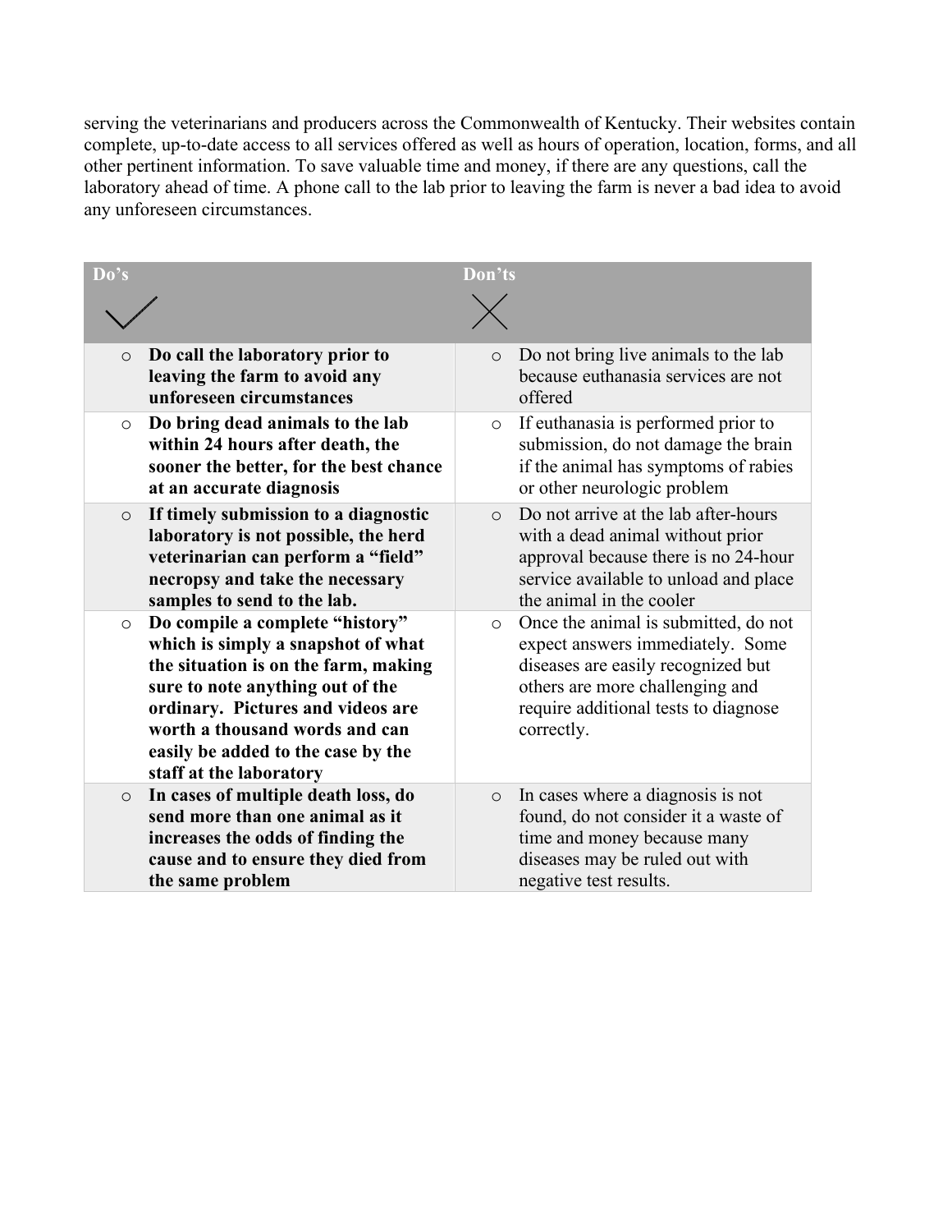serving the veterinarians and producers across the Commonwealth of Kentucky. Their websites contain complete, up-to-date access to all services offered as well as hours of operation, location, forms, and all other pertinent information. To save valuable time and money, if there are any questions, call the laboratory ahead of time. A phone call to the lab prior to leaving the farm is never a bad idea to avoid any unforeseen circumstances.

| Do's ✓ | Don'ts ✗ |
|---|---|
| **Do call the laboratory prior to leaving the farm to avoid any unforeseen circumstances** | Do not bring live animals to the lab because euthanasia services are not offered |
| **Do bring dead animals to the lab within 24 hours after death, the sooner the better, for the best chance at an accurate diagnosis** | If euthanasia is performed prior to submission, do not damage the brain if the animal has symptoms of rabies or other neurologic problem |
| **If timely submission to a diagnostic laboratory is not possible, the herd veterinarian can perform a "field" necropsy and take the necessary samples to send to the lab.** | Do not arrive at the lab after-hours with a dead animal without prior approval because there is no 24-hour service available to unload and place the animal in the cooler |
| **Do compile a complete "history" which is simply a snapshot of what the situation is on the farm, making sure to note anything out of the ordinary. Pictures and videos are worth a thousand words and can easily be added to the case by the staff at the laboratory** | Once the animal is submitted, do not expect answers immediately. Some diseases are easily recognized but others are more challenging and require additional tests to diagnose correctly. |
| **In cases of multiple death loss, do send more than one animal as it increases the odds of finding the cause and to ensure they died from the same problem** | In cases where a diagnosis is not found, do not consider it a waste of time and money because many diseases may be ruled out with negative test results. |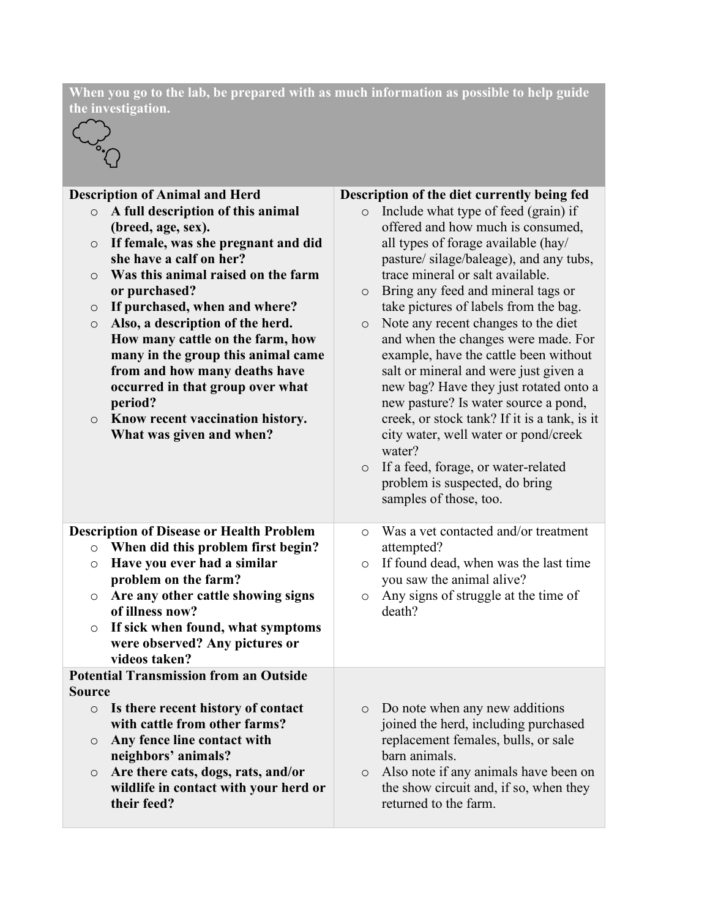**When you go to the lab, be prepared with as much information as possible to help guide the investigation.**

**Description of Animal and Herd**

- **A full description of this animal (breed, age, sex).**
- **If female, was she pregnant and did she have a calf on her?**
- **Was this animal raised on the farm or purchased?**
- **If purchased, when and where?**
- **Also, a description of the herd. How many cattle on the farm, how many in the group this animal came from and how many deaths have occurred in that group over what period?**
- **Know recent vaccination history. What was given and when?**

**Description of the diet currently being fed**

- Include what type of feed (grain) if offered and how much is consumed, all types of forage available (hay/ pasture/ silage/baleage), and any tubs, trace mineral or salt available.
- Bring any feed and mineral tags or take pictures of labels from the bag.
- Note any recent changes to the diet and when the changes were made. For example, have the cattle been without salt or mineral and were just given a new bag? Have they just rotated onto a new pasture? Is water source a pond, creek, or stock tank? If it is a tank, is it city water, well water or pond/creek water?
- If a feed, forage, or water-related problem is suspected, do bring samples of those, too.

**Description of Disease or Health Problem**

- **When did this problem first begin?**
- **Have you ever had a similar problem on the farm?**
- **Are any other cattle showing signs of illness now?**
- **If sick when found, what symptoms were observed? Any pictures or videos taken?**
- Was a vet contacted and/or treatment attempted?
- If found dead, when was the last time you saw the animal alive?
- Any signs of struggle at the time of death?

**Potential Transmission from an Outside Source**

- **Is there recent history of contact with cattle from other farms?**
- **Any fence line contact with neighbors' animals?**
- **Are there cats, dogs, rats, and/or wildlife in contact with your herd or their feed?**
- Do note when any new additions joined the herd, including purchased replacement females, bulls, or sale barn animals.
- Also note if any animals have been on the show circuit and, if so, when they returned to the farm.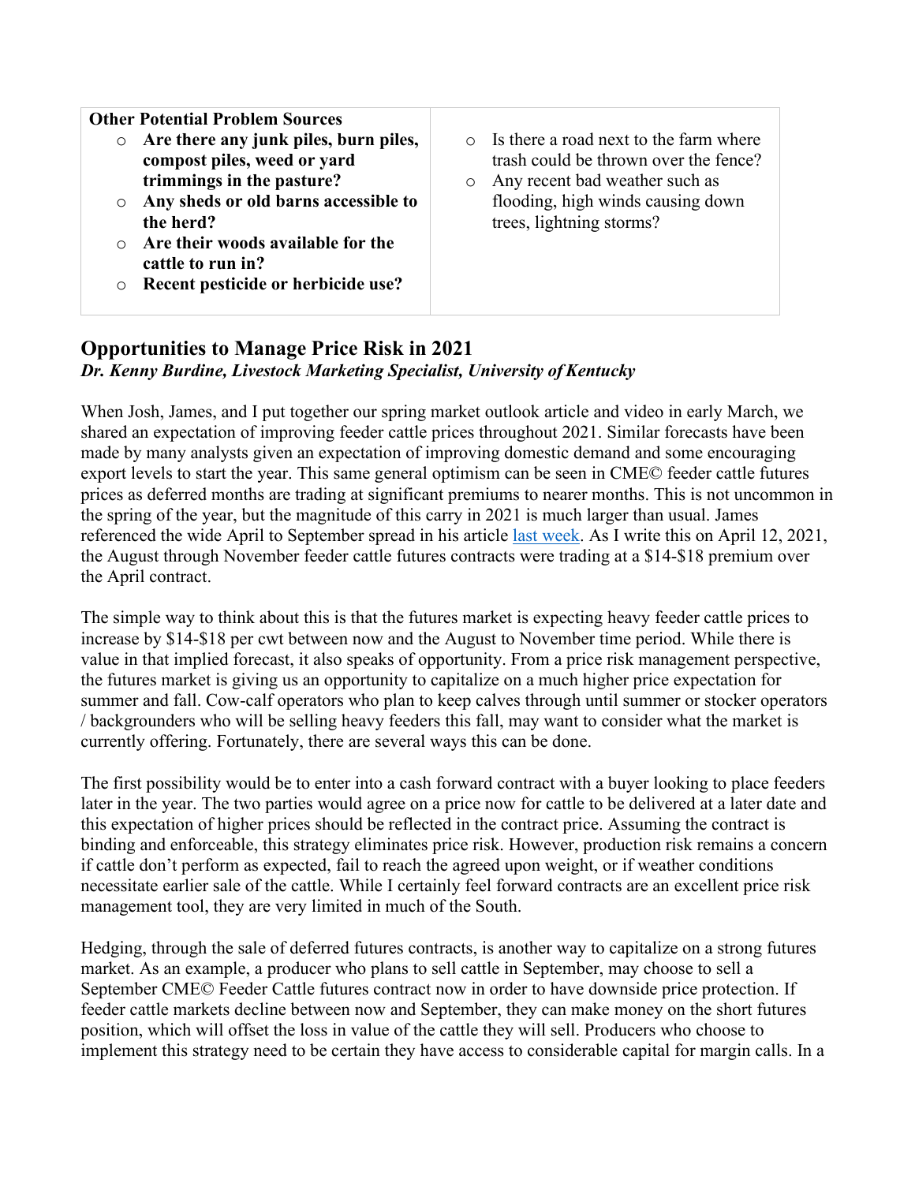| **Other Potential Problem Sources** | |
|---|---|
| ○ **Are there any junk piles, burn piles, compost piles, weed or yard trimmings in the pasture?**<br>○ **Any sheds or old barns accessible to the herd?**<br>○ **Are their woods available for the cattle to run in?**<br>○ **Recent pesticide or herbicide use?** | ○ Is there a road next to the farm where trash could be thrown over the fence?<br>○ Any recent bad weather such as flooding, high winds causing down trees, lightning storms? |

## Opportunities to Manage Price Risk in 2021

***Dr. Kenny Burdine, Livestock Marketing Specialist, University of Kentucky***

When Josh, James, and I put together our spring market outlook article and video in early March, we shared an expectation of improving feeder cattle prices throughout 2021. Similar forecasts have been made by many analysts given an expectation of improving domestic demand and some encouraging export levels to start the year. This same general optimism can be seen in CME© feeder cattle futures prices as deferred months are trading at significant premiums to nearer months. This is not uncommon in the spring of the year, but the magnitude of this carry in 2021 is much larger than usual. James referenced the wide April to September spread in his article [last week](). As I write this on April 12, 2021, the August through November feeder cattle futures contracts were trading at a $14-$18 premium over the April contract.

The simple way to think about this is that the futures market is expecting heavy feeder cattle prices to increase by $14-$18 per cwt between now and the August to November time period. While there is value in that implied forecast, it also speaks of opportunity. From a price risk management perspective, the futures market is giving us an opportunity to capitalize on a much higher price expectation for summer and fall. Cow-calf operators who plan to keep calves through until summer or stocker operators / backgrounders who will be selling heavy feeders this fall, may want to consider what the market is currently offering. Fortunately, there are several ways this can be done.

The first possibility would be to enter into a cash forward contract with a buyer looking to place feeders later in the year. The two parties would agree on a price now for cattle to be delivered at a later date and this expectation of higher prices should be reflected in the contract price. Assuming the contract is binding and enforceable, this strategy eliminates price risk. However, production risk remains a concern if cattle don't perform as expected, fail to reach the agreed upon weight, or if weather conditions necessitate earlier sale of the cattle. While I certainly feel forward contracts are an excellent price risk management tool, they are very limited in much of the South.

Hedging, through the sale of deferred futures contracts, is another way to capitalize on a strong futures market. As an example, a producer who plans to sell cattle in September, may choose to sell a September CME© Feeder Cattle futures contract now in order to have downside price protection. If feeder cattle markets decline between now and September, they can make money on the short futures position, which will offset the loss in value of the cattle they will sell. Producers who choose to implement this strategy need to be certain they have access to considerable capital for margin calls. In a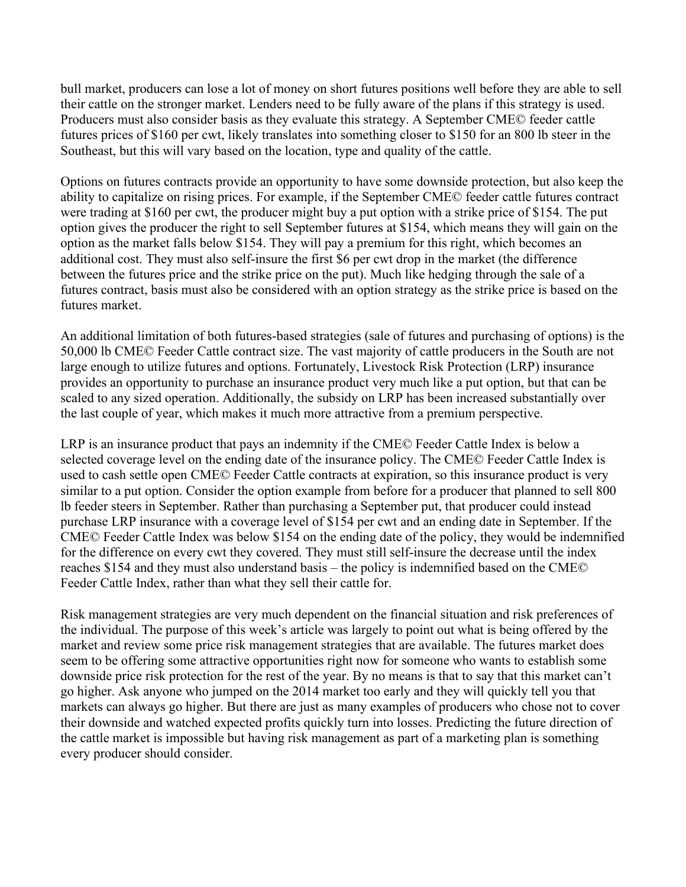bull market, producers can lose a lot of money on short futures positions well before they are able to sell their cattle on the stronger market. Lenders need to be fully aware of the plans if this strategy is used. Producers must also consider basis as they evaluate this strategy. A September CME© feeder cattle futures prices of $160 per cwt, likely translates into something closer to $150 for an 800 lb steer in the Southeast, but this will vary based on the location, type and quality of the cattle.

Options on futures contracts provide an opportunity to have some downside protection, but also keep the ability to capitalize on rising prices. For example, if the September CME© feeder cattle futures contract were trading at $160 per cwt, the producer might buy a put option with a strike price of $154. The put option gives the producer the right to sell September futures at $154, which means they will gain on the option as the market falls below $154. They will pay a premium for this right, which becomes an additional cost. They must also self-insure the first $6 per cwt drop in the market (the difference between the futures price and the strike price on the put). Much like hedging through the sale of a futures contract, basis must also be considered with an option strategy as the strike price is based on the futures market.

An additional limitation of both futures-based strategies (sale of futures and purchasing of options) is the 50,000 lb CME© Feeder Cattle contract size. The vast majority of cattle producers in the South are not large enough to utilize futures and options. Fortunately, Livestock Risk Protection (LRP) insurance provides an opportunity to purchase an insurance product very much like a put option, but that can be scaled to any sized operation. Additionally, the subsidy on LRP has been increased substantially over the last couple of year, which makes it much more attractive from a premium perspective.

LRP is an insurance product that pays an indemnity if the CME© Feeder Cattle Index is below a selected coverage level on the ending date of the insurance policy. The CME© Feeder Cattle Index is used to cash settle open CME© Feeder Cattle contracts at expiration, so this insurance product is very similar to a put option. Consider the option example from before for a producer that planned to sell 800 lb feeder steers in September. Rather than purchasing a September put, that producer could instead purchase LRP insurance with a coverage level of $154 per cwt and an ending date in September. If the CME© Feeder Cattle Index was below $154 on the ending date of the policy, they would be indemnified for the difference on every cwt they covered. They must still self-insure the decrease until the index reaches $154 and they must also understand basis – the policy is indemnified based on the CME© Feeder Cattle Index, rather than what they sell their cattle for.

Risk management strategies are very much dependent on the financial situation and risk preferences of the individual. The purpose of this week's article was largely to point out what is being offered by the market and review some price risk management strategies that are available. The futures market does seem to be offering some attractive opportunities right now for someone who wants to establish some downside price risk protection for the rest of the year. By no means is that to say that this market can't go higher. Ask anyone who jumped on the 2014 market too early and they will quickly tell you that markets can always go higher. But there are just as many examples of producers who chose not to cover their downside and watched expected profits quickly turn into losses. Predicting the future direction of the cattle market is impossible but having risk management as part of a marketing plan is something every producer should consider.